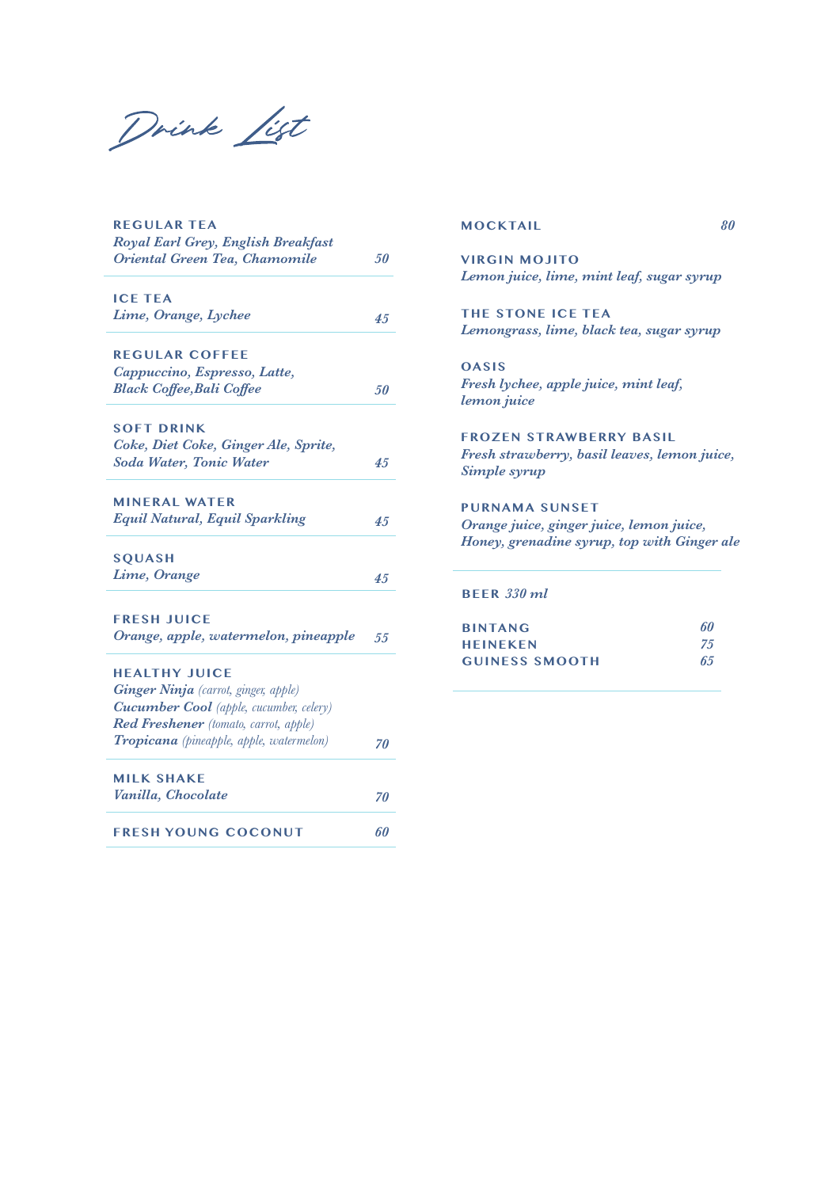# Drink List

**REGULAR TEA**
*Royal Earl Grey, English Breakfast*
*Oriental Green Tea, Chamomile* — *50*

**ICE TEA**
*Lime, Orange, Lychee* — *45*

**REGULAR COFFEE**
*Cappuccino, Espresso, Latte,*
*Black Coffee,Bali Coffee* — *50*

**SOFT DRINK**
*Coke, Diet Coke, Ginger Ale, Sprite,*
*Soda Water, Tonic Water* — *45*

**MINERAL WATER**
*Equil Natural, Equil Sparkling* — *45*

**SQUASH**
*Lime, Orange* — *45*

**FRESH JUICE**
*Orange, apple, watermelon, pineapple* — *55*

**HEALTHY JUICE**
***Ginger Ninja*** *(carrot, ginger, apple)*
***Cucumber Cool*** *(apple, cucumber, celery)*
***Red Freshener*** *(tomato, carrot, apple)*
***Tropicana*** *(pineapple, apple, watermelon)* — *70*

**MILK SHAKE**
*Vanilla, Chocolate* — *70*

**FRESH YOUNG COCONUT** — *60*

**MOCKTAIL** — *80*

**VIRGIN MOJITO**
*Lemon juice, lime, mint leaf, sugar syrup*

**THE STONE ICE TEA**
*Lemongrass, lime, black tea, sugar syrup*

**OASIS**
*Fresh lychee, apple juice, mint leaf,*
*lemon juice*

**FROZEN STRAWBERRY BASIL**
*Fresh strawberry, basil leaves, lemon juice,*
*Simple syrup*

**PURNAMA SUNSET**
*Orange juice, ginger juice, lemon juice,*
*Honey, grenadine syrup, top with Ginger ale*

**BEER** *330 ml*

| Beer | Price |
|---|---|
| **BINTANG** | *60* |
| **HEINEKEN** | *75* |
| **GUINESS SMOOTH** | *65* |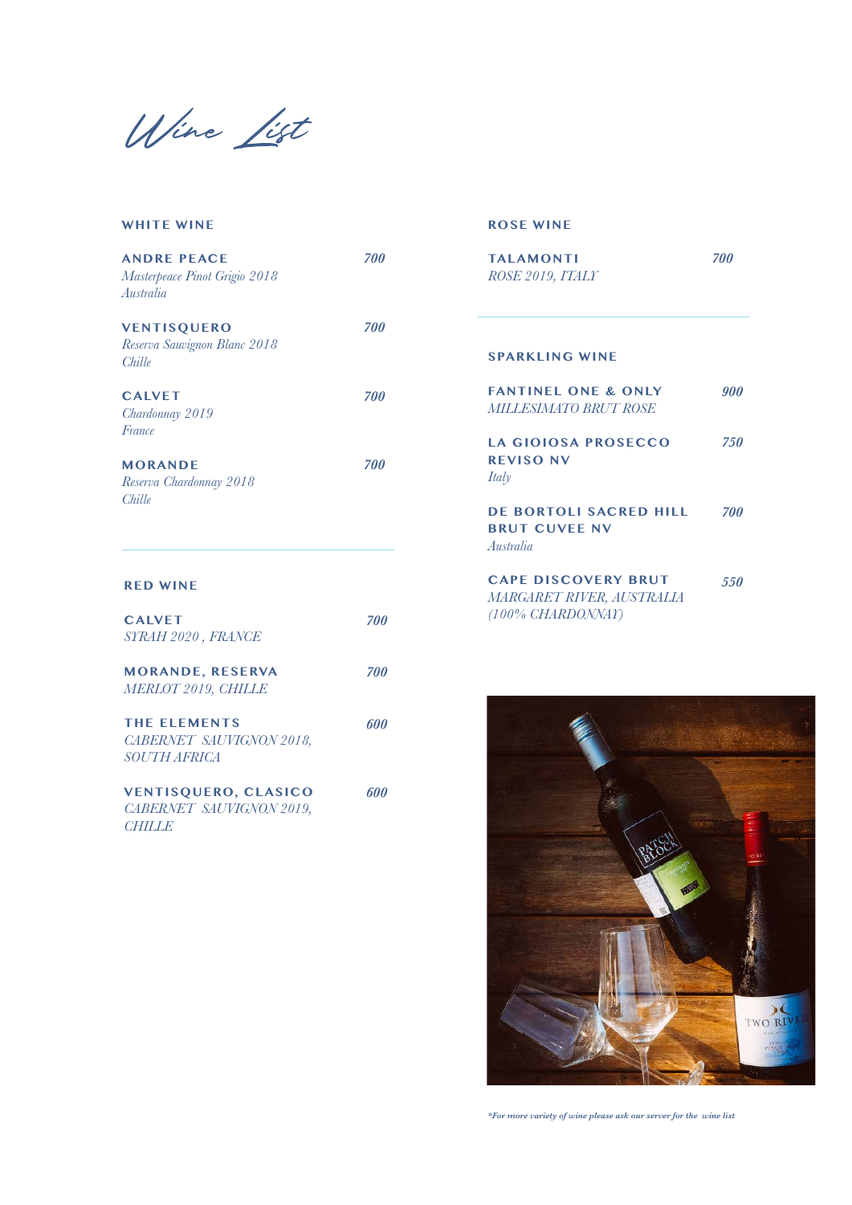# Wine List

## WHITE WINE

**ANDRE PEACE** — *700*
*Masterpeace Pinot Grigio 2018*
*Australia*

**VENTISQUERO** — *700*
*Reserva Sauvignon Blanc 2018*
*Chille*

**CALVET** — *700*
*Chardonnay 2019*
*France*

**MORANDE** — *700*
*Reserva Chardonnay 2018*
*Chille*

## RED WINE

**CALVET** — *700*
*SYRAH 2020 , FRANCE*

**MORANDE, RESERVA** — *700*
*MERLOT 2019, CHILLE*

**THE ELEMENTS** — *600*
*CABERNET SAUVIGNON 2018, SOUTH AFRICA*

**VENTISQUERO, CLASICO** — *600*
*CABERNET SAUVIGNON 2019, CHILLE*

## ROSE WINE

**TALAMONTI** — *700*
*ROSE 2019, ITALY*

## SPARKLING WINE

**FANTINEL ONE & ONLY** — *900*
*MILLESIMATO BRUT ROSE*

**LA GIOIOSA PROSECCO REVISO NV** — *750*
*Italy*

**DE BORTOLI SACRED HILL BRUT CUVEE NV** — *700*
*Australia*

**CAPE DISCOVERY BRUT** — *550*
*MARGARET RIVER, AUSTRALIA*
*(100% CHARDONNAY)*

*\*For more variety of wine please ask our server for the wine list*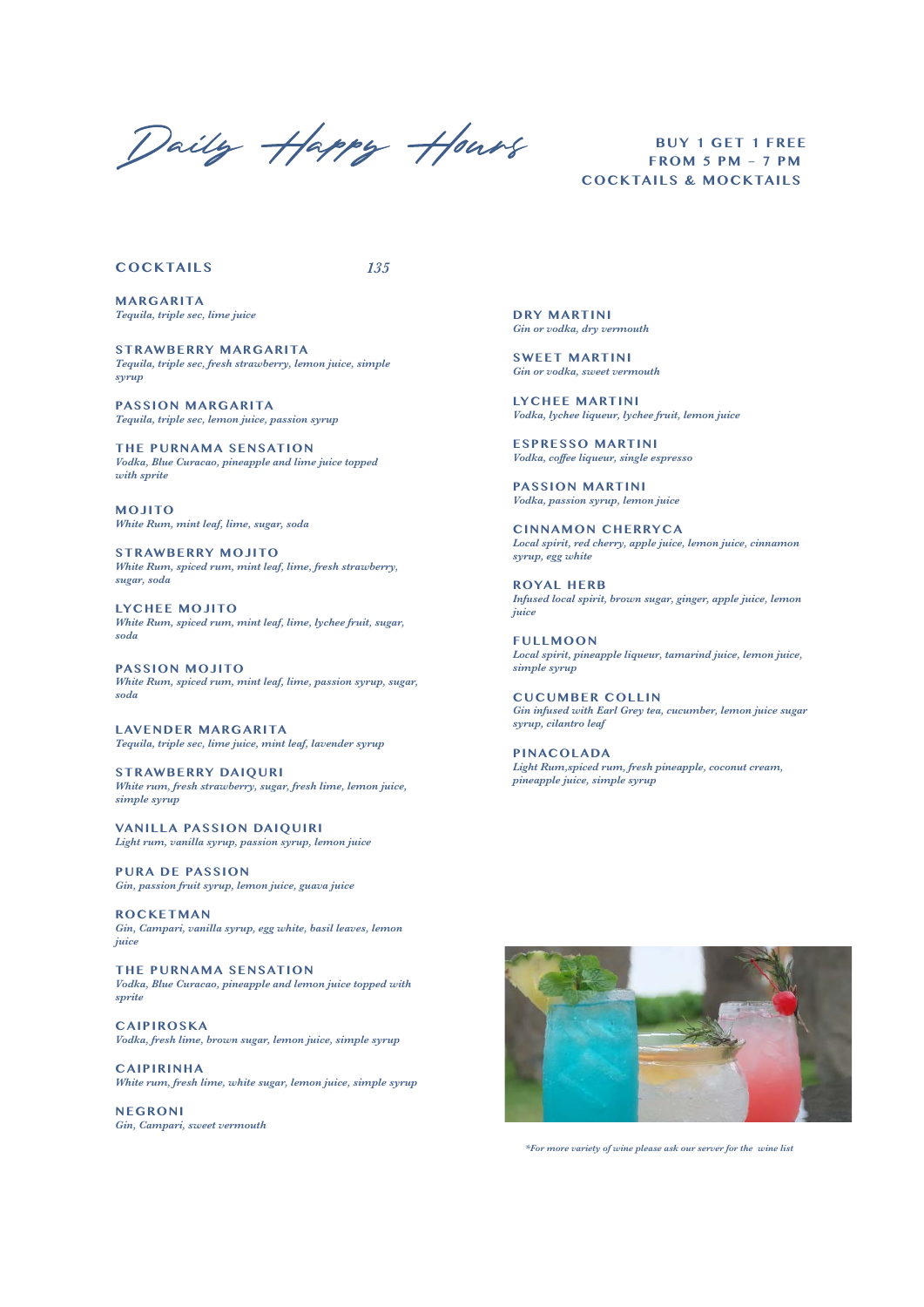# Daily Happy Hours

**BUY 1 GET 1 FREE**
**FROM 5 PM – 7 PM**
**COCKTAILS & MOCKTAILS**

## COCKTAILS *135*

**MARGARITA**
*Tequila, triple sec, lime juice*

**STRAWBERRY MARGARITA**
*Tequila, triple sec, fresh strawberry, lemon juice, simple syrup*

**PASSION MARGARITA**
*Tequila, triple sec, lemon juice, passion syrup*

**THE PURNAMA SENSATION**
*Vodka, Blue Curacao, pineapple and lime juice topped with sprite*

**MOJITO**
*White Rum, mint leaf, lime, sugar, soda*

**STRAWBERRY MOJITO**
*White Rum, spiced rum, mint leaf, lime, fresh strawberry, sugar, soda*

**LYCHEE MOJITO**
*White Rum, spiced rum, mint leaf, lime, lychee fruit, sugar, soda*

**PASSION MOJITO**
*White Rum, spiced rum, mint leaf, lime, passion syrup, sugar, soda*

**LAVENDER MARGARITA**
*Tequila, triple sec, lime juice, mint leaf, lavender syrup*

**STRAWBERRY DAIQURI**
*White rum, fresh strawberry, sugar, fresh lime, lemon juice, simple syrup*

**VANILLA PASSION DAIQUIRI**
*Light rum, vanilla syrup, passion syrup, lemon juice*

**PURA DE PASSION**
*Gin, passion fruit syrup, lemon juice, guava juice*

**ROCKETMAN**
*Gin, Campari, vanilla syrup, egg white, basil leaves, lemon juice*

**THE PURNAMA SENSATION**
*Vodka, Blue Curacao, pineapple and lemon juice topped with sprite*

**CAIPIROSKA**
*Vodka, fresh lime, brown sugar, lemon juice, simple syrup*

**CAIPIRINHA**
*White rum, fresh lime, white sugar, lemon juice, simple syrup*

**NEGRONI**
*Gin, Campari, sweet vermouth*

**DRY MARTINI**
*Gin or vodka, dry vermouth*

**SWEET MARTINI**
*Gin or vodka, sweet vermouth*

**LYCHEE MARTINI**
*Vodka, lychee liqueur, lychee fruit, lemon juice*

**ESPRESSO MARTINI**
*Vodka, coffee liqueur, single espresso*

**PASSION MARTINI**
*Vodka, passion syrup, lemon juice*

**CINNAMON CHERRYCA**
*Local spirit, red cherry, apple juice, lemon juice, cinnamon syrup, egg white*

**ROYAL HERB**
*Infused local spirit, brown sugar, ginger, apple juice, lemon juice*

**FULLMOON**
*Local spirit, pineapple liqueur, tamarind juice, lemon juice, simple syrup*

**CUCUMBER COLLIN**
*Gin infused with Earl Grey tea, cucumber, lemon juice sugar syrup, cilantro leaf*

**PINACOLADA**
*Light Rum,spiced rum, fresh pineapple, coconut cream, pineapple juice, simple syrup*

*\*For more variety of wine please ask our server for the wine list*